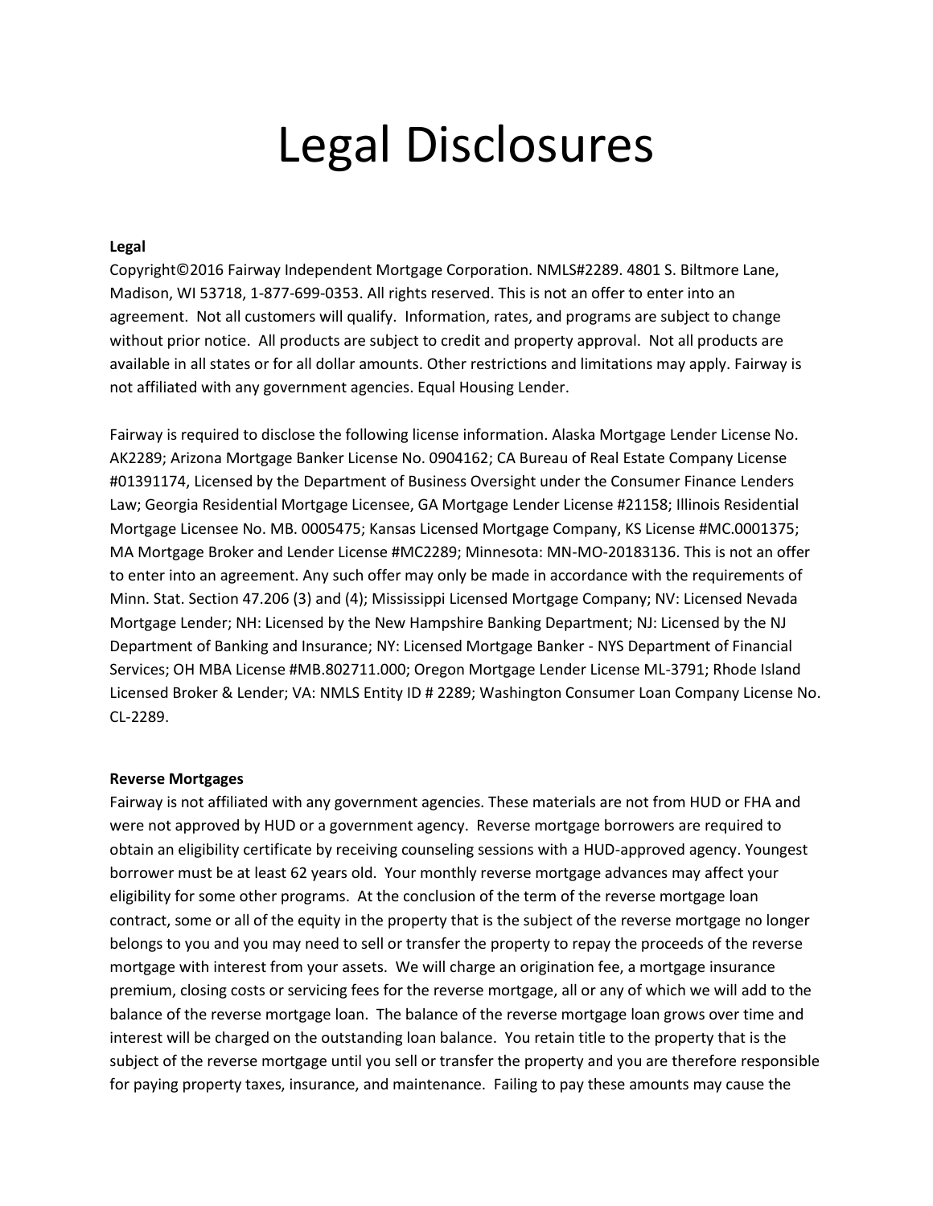# Legal Disclosures

**Legal**

Copyright©2016 Fairway Independent Mortgage Corporation. NMLS#2289. 4801 S. Biltmore Lane, Madison, WI 53718, 1-877-699-0353. All rights reserved. This is not an offer to enter into an agreement. Not all customers will qualify. Information, rates, and programs are subject to change without prior notice. All products are subject to credit and property approval. Not all products are available in all states or for all dollar amounts. Other restrictions and limitations may apply. Fairway is not affiliated with any government agencies. Equal Housing Lender.

Fairway is required to disclose the following license information. Alaska Mortgage Lender License No. AK2289; Arizona Mortgage Banker License No. 0904162; CA Bureau of Real Estate Company License #01391174, Licensed by the Department of Business Oversight under the Consumer Finance Lenders Law; Georgia Residential Mortgage Licensee, GA Mortgage Lender License #21158; Illinois Residential Mortgage Licensee No. MB. 0005475; Kansas Licensed Mortgage Company, KS License #MC.0001375; MA Mortgage Broker and Lender License #MC2289; Minnesota: MN-MO-20183136. This is not an offer to enter into an agreement. Any such offer may only be made in accordance with the requirements of Minn. Stat. Section 47.206 (3) and (4); Mississippi Licensed Mortgage Company; NV: Licensed Nevada Mortgage Lender; NH: Licensed by the New Hampshire Banking Department; NJ: Licensed by the NJ Department of Banking and Insurance; NY: Licensed Mortgage Banker - NYS Department of Financial Services; OH MBA License #MB.802711.000; Oregon Mortgage Lender License ML-3791; Rhode Island Licensed Broker & Lender; VA: NMLS Entity ID # 2289; Washington Consumer Loan Company License No. CL-2289.

**Reverse Mortgages**

Fairway is not affiliated with any government agencies. These materials are not from HUD or FHA and were not approved by HUD or a government agency. Reverse mortgage borrowers are required to obtain an eligibility certificate by receiving counseling sessions with a HUD-approved agency. Youngest borrower must be at least 62 years old. Your monthly reverse mortgage advances may affect your eligibility for some other programs. At the conclusion of the term of the reverse mortgage loan contract, some or all of the equity in the property that is the subject of the reverse mortgage no longer belongs to you and you may need to sell or transfer the property to repay the proceeds of the reverse mortgage with interest from your assets. We will charge an origination fee, a mortgage insurance premium, closing costs or servicing fees for the reverse mortgage, all or any of which we will add to the balance of the reverse mortgage loan. The balance of the reverse mortgage loan grows over time and interest will be charged on the outstanding loan balance. You retain title to the property that is the subject of the reverse mortgage until you sell or transfer the property and you are therefore responsible for paying property taxes, insurance, and maintenance. Failing to pay these amounts may cause the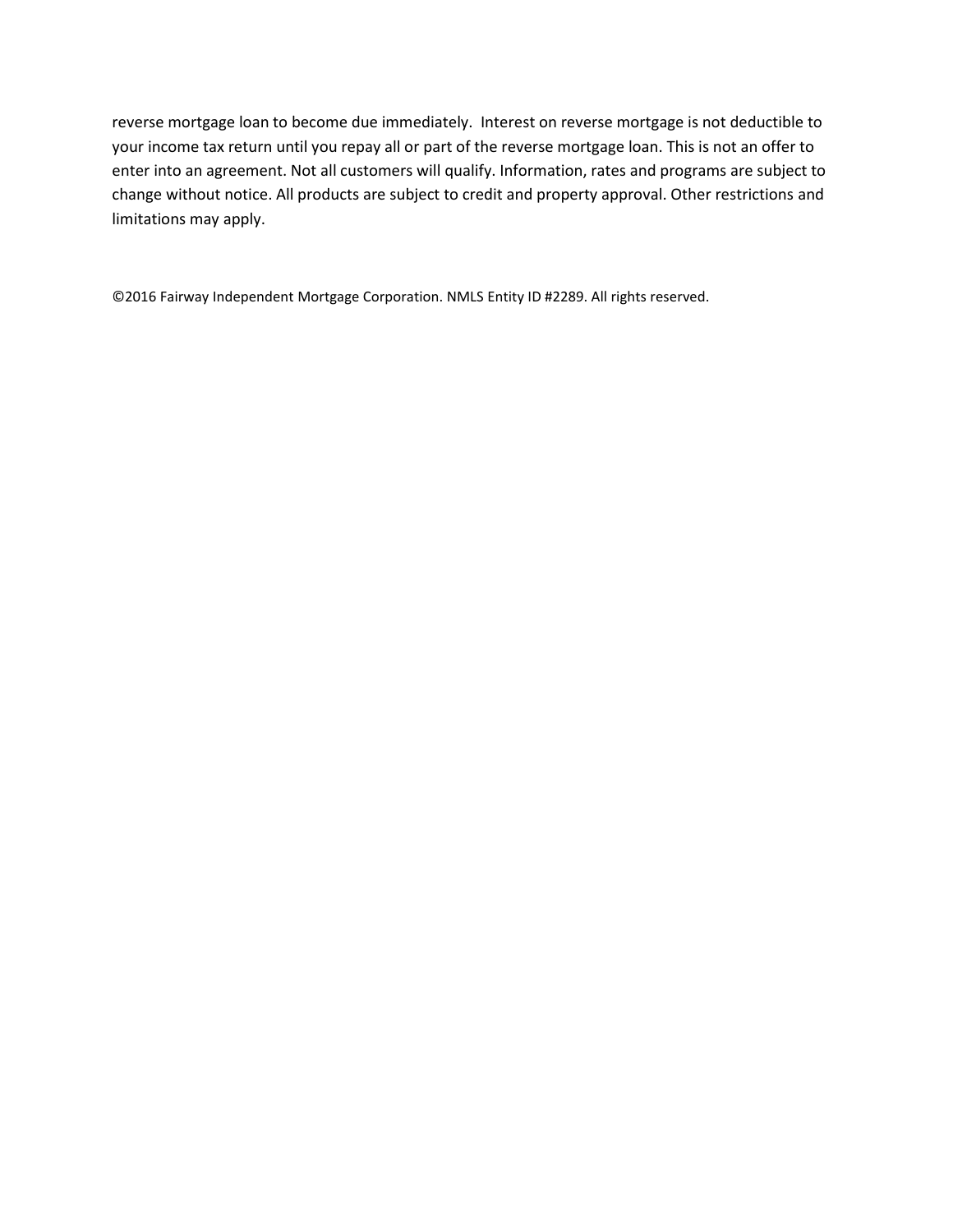reverse mortgage loan to become due immediately.  Interest on reverse mortgage is not deductible to your income tax return until you repay all or part of the reverse mortgage loan. This is not an offer to enter into an agreement. Not all customers will qualify. Information, rates and programs are subject to change without notice. All products are subject to credit and property approval. Other restrictions and limitations may apply.

©2016 Fairway Independent Mortgage Corporation. NMLS Entity ID #2289. All rights reserved.